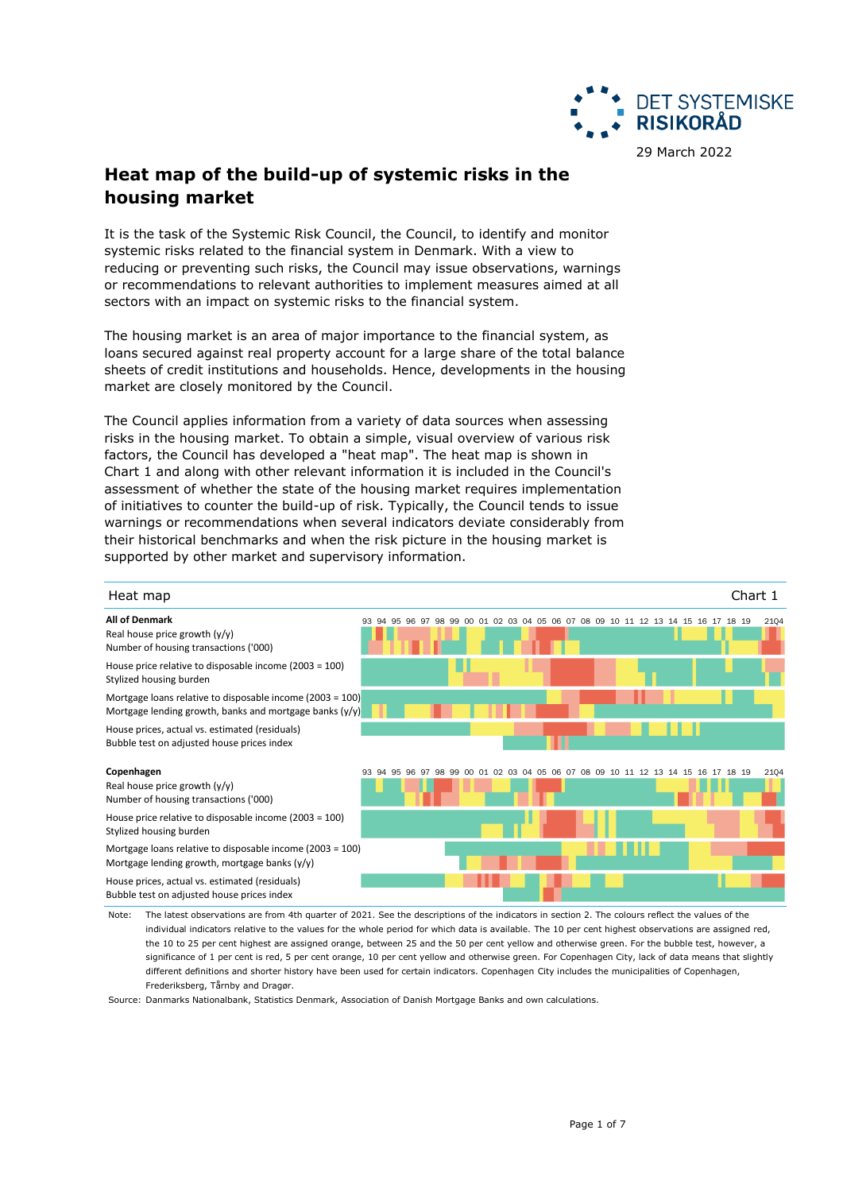DET SYSTEMISKE RISIKORÅD

29 March 2022

# Heat map of the build-up of systemic risks in the housing market

It is the task of the Systemic Risk Council, the Council, to identify and monitor systemic risks related to the financial system in Denmark. With a view to reducing or preventing such risks, the Council may issue observations, warnings or recommendations to relevant authorities to implement measures aimed at all sectors with an impact on systemic risks to the financial system.

The housing market is an area of major importance to the financial system, as loans secured against real property account for a large share of the total balance sheets of credit institutions and households. Hence, developments in the housing market are closely monitored by the Council.

The Council applies information from a variety of data sources when assessing risks in the housing market. To obtain a simple, visual overview of various risk factors, the Council has developed a "heat map". The heat map is shown in Chart 1 and along with other relevant information it is included in the Council's assessment of whether the state of the housing market requires implementation of initiatives to counter the build-up of risk. Typically, the Council tends to issue warnings or recommendations when several indicators deviate considerably from their historical benchmarks and when the risk picture in the housing market is supported by other market and supervisory information.

Heat map — Chart 1

**All of Denmark** (93 94 95 96 97 98 99 00 01 02 03 04 05 06 07 08 09 10 11 12 13 14 15 16 17 18 19 21Q4)

- Real house price growth (y/y)
- Number of housing transactions ('000)
- House price relative to disposable income (2003 = 100)
- Stylized housing burden
- Mortgage loans relative to disposable income (2003 = 100)
- Mortgage lending growth, banks and mortgage banks (y/y)
- House prices, actual vs. estimated (residuals)
- Bubble test on adjusted house prices index

**Copenhagen** (93 94 95 96 97 98 99 00 01 02 03 04 05 06 07 08 09 10 11 12 13 14 15 16 17 18 19 21Q4)

- Real house price growth (y/y)
- Number of housing transactions ('000)
- House price relative to disposable income (2003 = 100)
- Stylized housing burden
- Mortgage loans relative to disposable income (2003 = 100)
- Mortgage lending growth, mortgage banks (y/y)
- House prices, actual vs. estimated (residuals)
- Bubble test on adjusted house prices index

Note: The latest observations are from 4th quarter of 2021. See the descriptions of the indicators in section 2. The colours reflect the values of the individual indicators relative to the values for the whole period for which data is available. The 10 per cent highest observations are assigned red, the 10 to 25 per cent highest are assigned orange, between 25 and the 50 per cent yellow and otherwise green. For the bubble test, however, a significance of 1 per cent is red, 5 per cent orange, 10 per cent yellow and otherwise green. For Copenhagen City, lack of data means that slightly different definitions and shorter history have been used for certain indicators. Copenhagen City includes the municipalities of Copenhagen, Frederiksberg, Tårnby and Dragør.

Source: Danmarks Nationalbank, Statistics Denmark, Association of Danish Mortgage Banks and own calculations.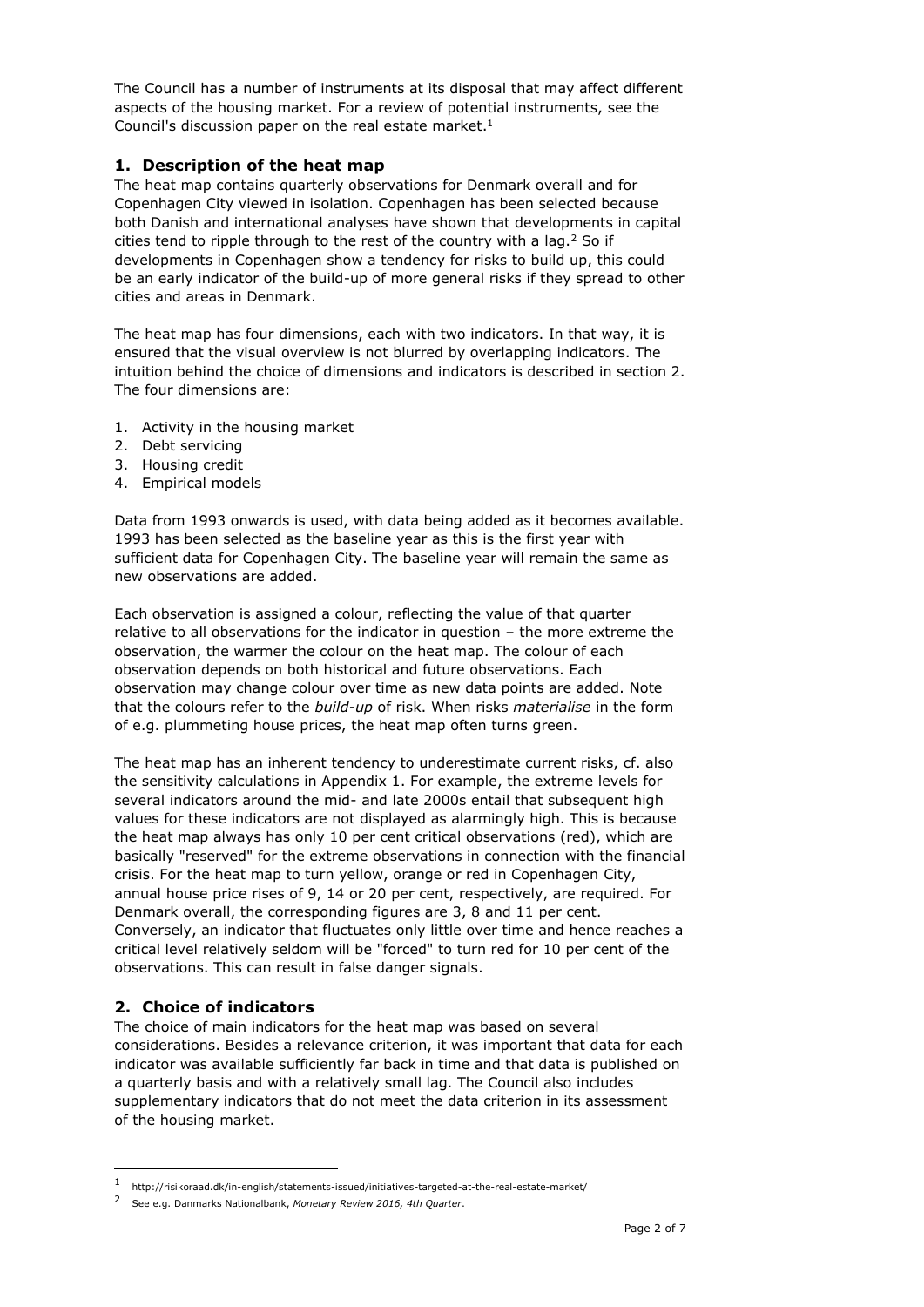The Council has a number of instruments at its disposal that may affect different aspects of the housing market. For a review of potential instruments, see the Council's discussion paper on the real estate market.[1]

## 1. Description of the heat map

The heat map contains quarterly observations for Denmark overall and for Copenhagen City viewed in isolation. Copenhagen has been selected because both Danish and international analyses have shown that developments in capital cities tend to ripple through to the rest of the country with a lag.[2] So if developments in Copenhagen show a tendency for risks to build up, this could be an early indicator of the build-up of more general risks if they spread to other cities and areas in Denmark.

The heat map has four dimensions, each with two indicators. In that way, it is ensured that the visual overview is not blurred by overlapping indicators. The intuition behind the choice of dimensions and indicators is described in section 2. The four dimensions are:

1. Activity in the housing market
2. Debt servicing
3. Housing credit
4. Empirical models

Data from 1993 onwards is used, with data being added as it becomes available. 1993 has been selected as the baseline year as this is the first year with sufficient data for Copenhagen City. The baseline year will remain the same as new observations are added.

Each observation is assigned a colour, reflecting the value of that quarter relative to all observations for the indicator in question – the more extreme the observation, the warmer the colour on the heat map. The colour of each observation depends on both historical and future observations. Each observation may change colour over time as new data points are added. Note that the colours refer to the *build-up* of risk. When risks *materialise* in the form of e.g. plummeting house prices, the heat map often turns green.

The heat map has an inherent tendency to underestimate current risks, cf. also the sensitivity calculations in Appendix 1. For example, the extreme levels for several indicators around the mid- and late 2000s entail that subsequent high values for these indicators are not displayed as alarmingly high. This is because the heat map always has only 10 per cent critical observations (red), which are basically "reserved" for the extreme observations in connection with the financial crisis. For the heat map to turn yellow, orange or red in Copenhagen City, annual house price rises of 9, 14 or 20 per cent, respectively, are required. For Denmark overall, the corresponding figures are 3, 8 and 11 per cent. Conversely, an indicator that fluctuates only little over time and hence reaches a critical level relatively seldom will be "forced" to turn red for 10 per cent of the observations. This can result in false danger signals.

## 2. Choice of indicators

The choice of main indicators for the heat map was based on several considerations. Besides a relevance criterion, it was important that data for each indicator was available sufficiently far back in time and that data is published on a quarterly basis and with a relatively small lag. The Council also includes supplementary indicators that do not meet the data criterion in its assessment of the housing market.

---

[1] http://risikoraad.dk/in-english/statements-issued/initiatives-targeted-at-the-real-estate-market/

[2] See e.g. Danmarks Nationalbank, *Monetary Review 2016, 4th Quarter*.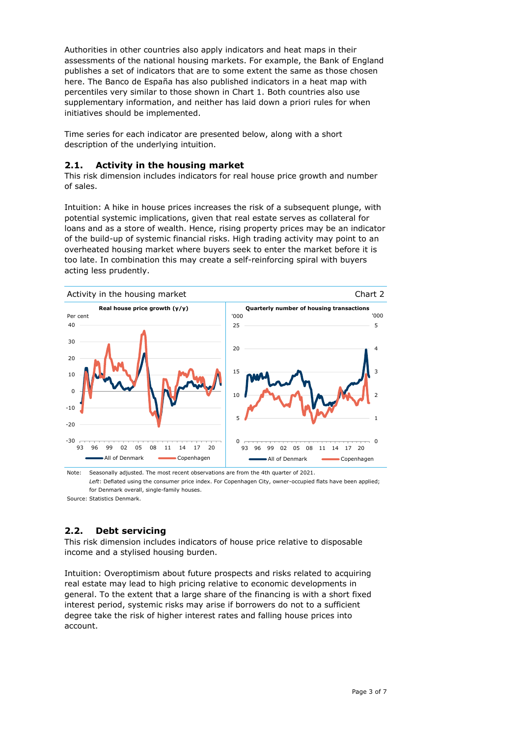Authorities in other countries also apply indicators and heat maps in their assessments of the national housing markets. For example, the Bank of England publishes a set of indicators that are to some extent the same as those chosen here. The Banco de España has also published indicators in a heat map with percentiles very similar to those shown in Chart 1. Both countries also use supplementary information, and neither has laid down a priori rules for when initiatives should be implemented.

Time series for each indicator are presented below, along with a short description of the underlying intuition.

## 2.1. Activity in the housing market

This risk dimension includes indicators for real house price growth and number of sales.

Intuition: A hike in house prices increases the risk of a subsequent plunge, with potential systemic implications, given that real estate serves as collateral for loans and as a store of wealth. Hence, rising property prices may be an indicator of the build-up of systemic financial risks. High trading activity may point to an overheated housing market where buyers seek to enter the market before it is too late. In combination this may create a self-reinforcing spiral with buyers acting less prudently.

Activity in the housing market — Chart 2

Real house price growth (y/y) — Quarterly number of housing transactions

All of Denmark — Copenhagen

Note: Seasonally adjusted. The most recent observations are from the 4th quarter of 2021.
*Left*: Deflated using the consumer price index. For Copenhagen City, owner-occupied flats have been applied; for Denmark overall, single-family houses.

Source: Statistics Denmark.

## 2.2. Debt servicing

This risk dimension includes indicators of house price relative to disposable income and a stylised housing burden.

Intuition: Overoptimism about future prospects and risks related to acquiring real estate may lead to high pricing relative to economic developments in general. To the extent that a large share of the financing is with a short fixed interest period, systemic risks may arise if borrowers do not to a sufficient degree take the risk of higher interest rates and falling house prices into account.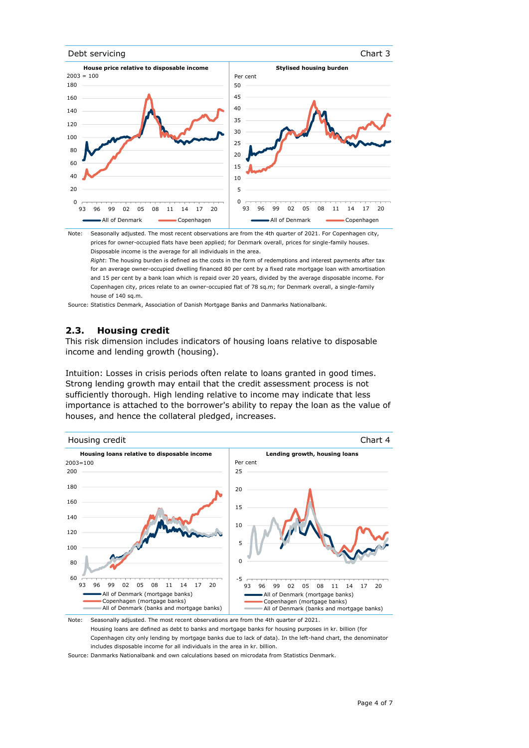Debt servicing | Chart 3

**House price relative to disposable income** | **Stylised housing burden**

Note: Seasonally adjusted. The most recent observations are from the 4th quarter of 2021. For Copenhagen city, prices for owner-occupied flats have been applied; for Denmark overall, prices for single-family houses. Disposable income is the average for all individuals in the area.

*Right*: The housing burden is defined as the costs in the form of redemptions and interest payments after tax for an average owner-occupied dwelling financed 80 per cent by a fixed rate mortgage loan with amortisation and 15 per cent by a bank loan which is repaid over 20 years, divided by the average disposable income. For Copenhagen city, prices relate to an owner-occupied flat of 78 sq.m; for Denmark overall, a single-family house of 140 sq.m.

Source: Statistics Denmark, Association of Danish Mortgage Banks and Danmarks Nationalbank.

## 2.3. Housing credit

This risk dimension includes indicators of housing loans relative to disposable income and lending growth (housing).

Intuition: Losses in crisis periods often relate to loans granted in good times. Strong lending growth may entail that the credit assessment process is not sufficiently thorough. High lending relative to income may indicate that less importance is attached to the borrower's ability to repay the loan as the value of houses, and hence the collateral pledged, increases.

Housing credit | Chart 4

**Housing loans relative to disposable income** | **Lending growth, housing loans**

Note: Seasonally adjusted. The most recent observations are from the 4th quarter of 2021. Housing loans are defined as debt to banks and mortgage banks for housing purposes in kr. billion (for Copenhagen city only lending by mortgage banks due to lack of data). In the left-hand chart, the denominator includes disposable income for all individuals in the area in kr. billion.

Source: Danmarks Nationalbank and own calculations based on microdata from Statistics Denmark.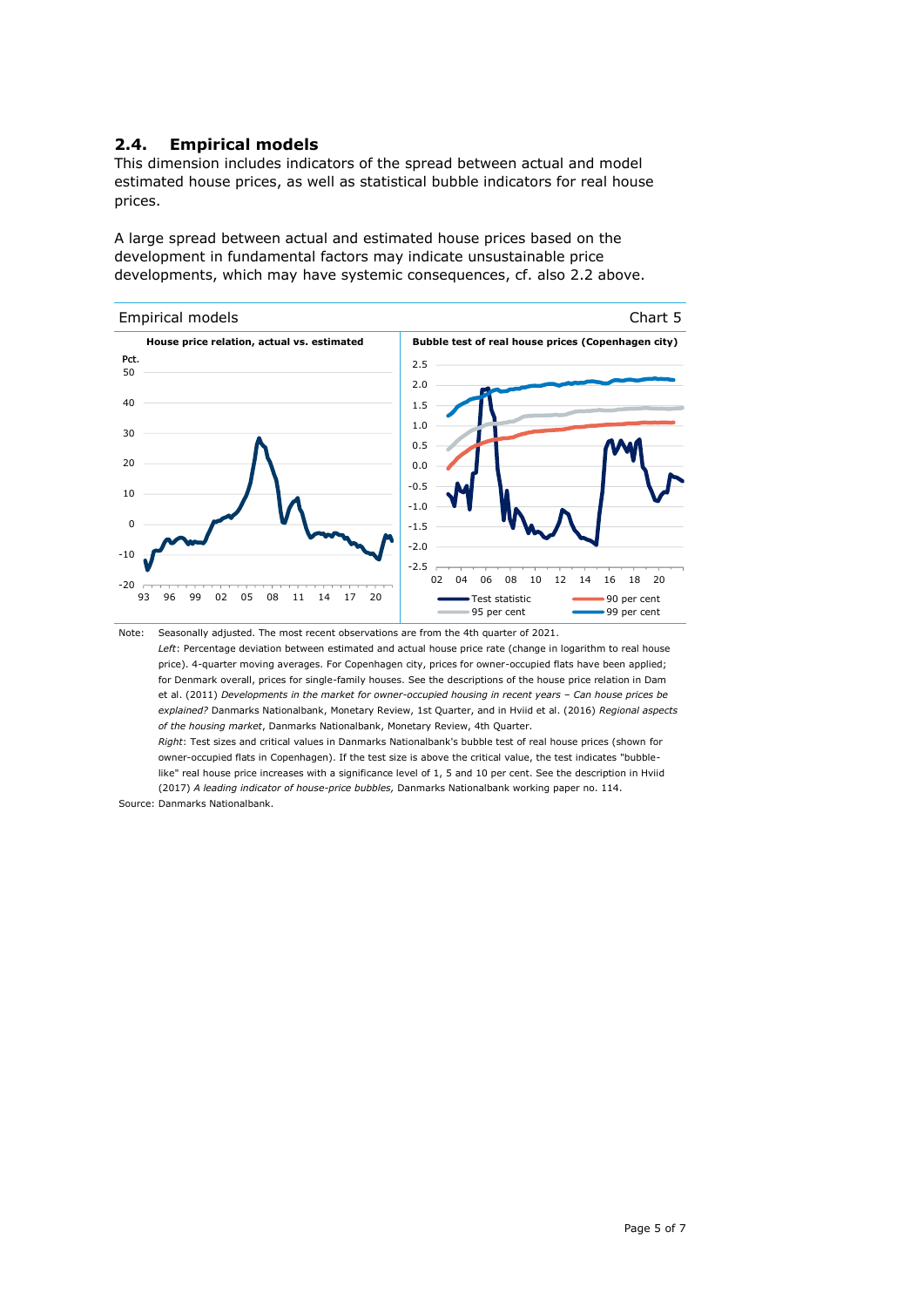### 2.4. Empirical models

This dimension includes indicators of the spread between actual and model estimated house prices, as well as statistical bubble indicators for real house prices.

A large spread between actual and estimated house prices based on the development in fundamental factors may indicate unsustainable price developments, which may have systemic consequences, cf. also 2.2 above.

Empirical models — Chart 5

**House price relation, actual vs. estimated**

**Bubble test of real house prices (Copenhagen city)**

Test statistic — 90 per cent — 95 per cent — 99 per cent

Note: Seasonally adjusted. The most recent observations are from the 4th quarter of 2021.
*Left*: Percentage deviation between estimated and actual house price rate (change in logarithm to real house price). 4-quarter moving averages. For Copenhagen city, prices for owner-occupied flats have been applied; for Denmark overall, prices for single-family houses. See the descriptions of the house price relation in Dam et al. (2011) *Developments in the market for owner-occupied housing in recent years – Can house prices be explained?* Danmarks Nationalbank, Monetary Review, 1st Quarter, and in Hviid et al. (2016) *Regional aspects of the housing market*, Danmarks Nationalbank, Monetary Review, 4th Quarter.
*Right*: Test sizes and critical values in Danmarks Nationalbank's bubble test of real house prices (shown for owner-occupied flats in Copenhagen). If the test size is above the critical value, the test indicates "bubble-like" real house price increases with a significance level of 1, 5 and 10 per cent. See the description in Hviid (2017) *A leading indicator of house-price bubbles,* Danmarks Nationalbank working paper no. 114.

Source: Danmarks Nationalbank.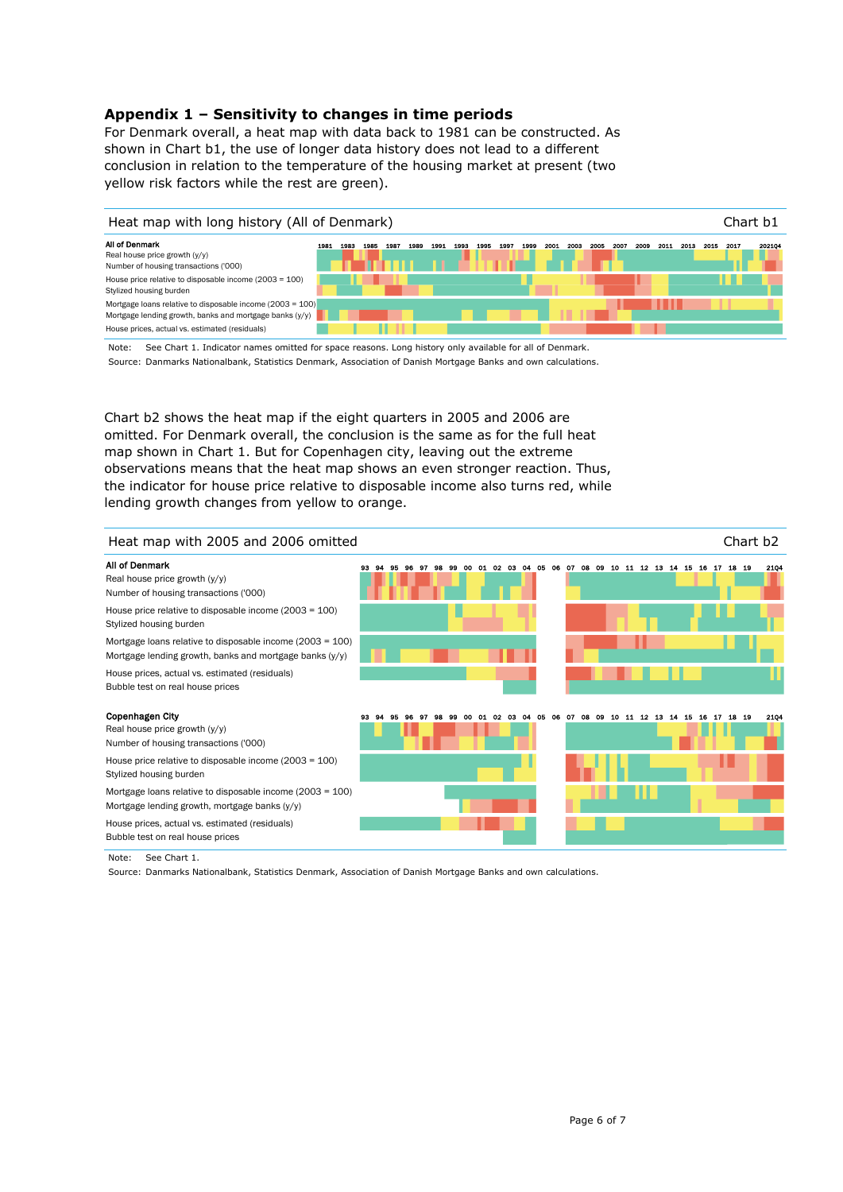## Appendix 1 – Sensitivity to changes in time periods

For Denmark overall, a heat map with data back to 1981 can be constructed. As shown in Chart b1, the use of longer data history does not lead to a different conclusion in relation to the temperature of the housing market at present (two yellow risk factors while the rest are green).

**Heat map with long history (All of Denmark)** — Chart b1

All of Denmark
- Real house price growth (y/y)
- Number of housing transactions ('000)
- House price relative to disposable income (2003 = 100)
- Stylized housing burden
- Mortgage loans relative to disposable income (2003 = 100)
- Mortgage lending growth, banks and mortgage banks (y/y)
- House prices, actual vs. estimated (residuals)

1981 1983 1985 1987 1989 1991 1993 1995 1997 1999 2001 2003 2005 2007 2009 2011 2013 2015 2017 2021Q4

Note: See Chart 1. Indicator names omitted for space reasons. Long history only available for all of Denmark.
Source: Danmarks Nationalbank, Statistics Denmark, Association of Danish Mortgage Banks and own calculations.

Chart b2 shows the heat map if the eight quarters in 2005 and 2006 are omitted. For Denmark overall, the conclusion is the same as for the full heat map shown in Chart 1. But for Copenhagen city, leaving out the extreme observations means that the heat map shows an even stronger reaction. Thus, the indicator for house price relative to disposable income also turns red, while lending growth changes from yellow to orange.

**Heat map with 2005 and 2006 omitted** — Chart b2

All of Denmark
- Real house price growth (y/y)
- Number of housing transactions ('000)
- House price relative to disposable income (2003 = 100)
- Stylized housing burden
- Mortgage loans relative to disposable income (2003 = 100)
- Mortgage lending growth, banks and mortgage banks (y/y)
- House prices, actual vs. estimated (residuals)
- Bubble test on real house prices

Copenhagen City
- Real house price growth (y/y)
- Number of housing transactions ('000)
- House price relative to disposable income (2003 = 100)
- Stylized housing burden
- Mortgage loans relative to disposable income (2003 = 100)
- Mortgage lending growth, mortgage banks (y/y)
- House prices, actual vs. estimated (residuals)
- Bubble test on real house prices

93 94 95 96 97 98 99 00 01 02 03 04 05 06 07 08 09 10 11 12 13 14 15 16 17 18 19 21Q4

Note: See Chart 1.
Source: Danmarks Nationalbank, Statistics Denmark, Association of Danish Mortgage Banks and own calculations.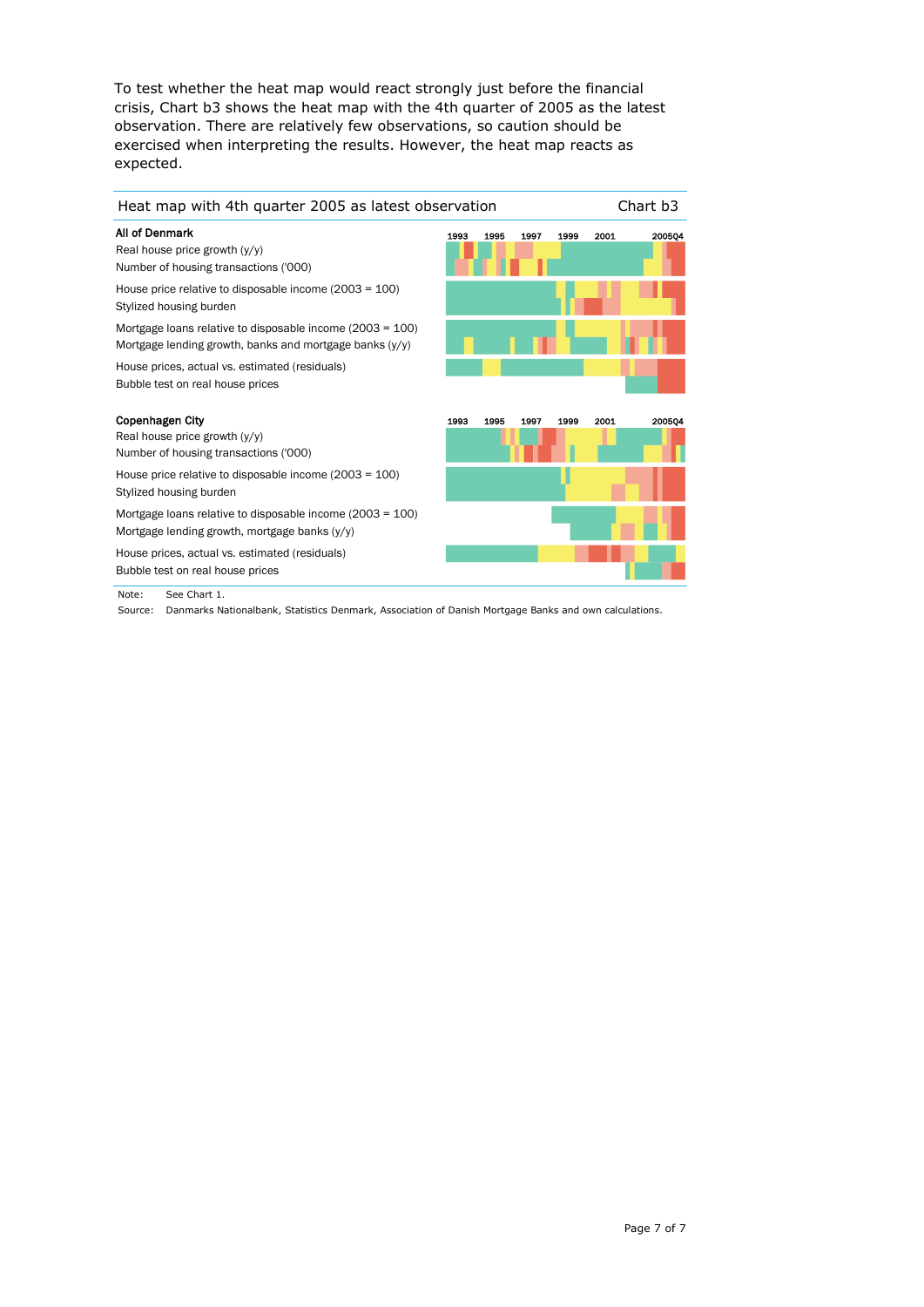To test whether the heat map would react strongly just before the financial crisis, Chart b3 shows the heat map with the 4th quarter of 2005 as the latest observation. There are relatively few observations, so caution should be exercised when interpreting the results. However, the heat map reacts as expected.

Heat map with 4th quarter 2005 as latest observation

Chart b3

**All of Denmark**

1993 1995 1997 1999 2001 2005Q4

Real house price growth (y/y)

Number of housing transactions ('000)

House price relative to disposable income (2003 = 100)

Stylized housing burden

Mortgage loans relative to disposable income (2003 = 100)

Mortgage lending growth, banks and mortgage banks (y/y)

House prices, actual vs. estimated (residuals)

Bubble test on real house prices

**Copenhagen City**

1993 1995 1997 1999 2001 2005Q4

Real house price growth (y/y)

Number of housing transactions ('000)

House price relative to disposable income (2003 = 100)

Stylized housing burden

Mortgage loans relative to disposable income (2003 = 100)

Mortgage lending growth, mortgage banks (y/y)

House prices, actual vs. estimated (residuals)

Bubble test on real house prices

Note: See Chart 1.

Source: Danmarks Nationalbank, Statistics Denmark, Association of Danish Mortgage Banks and own calculations.